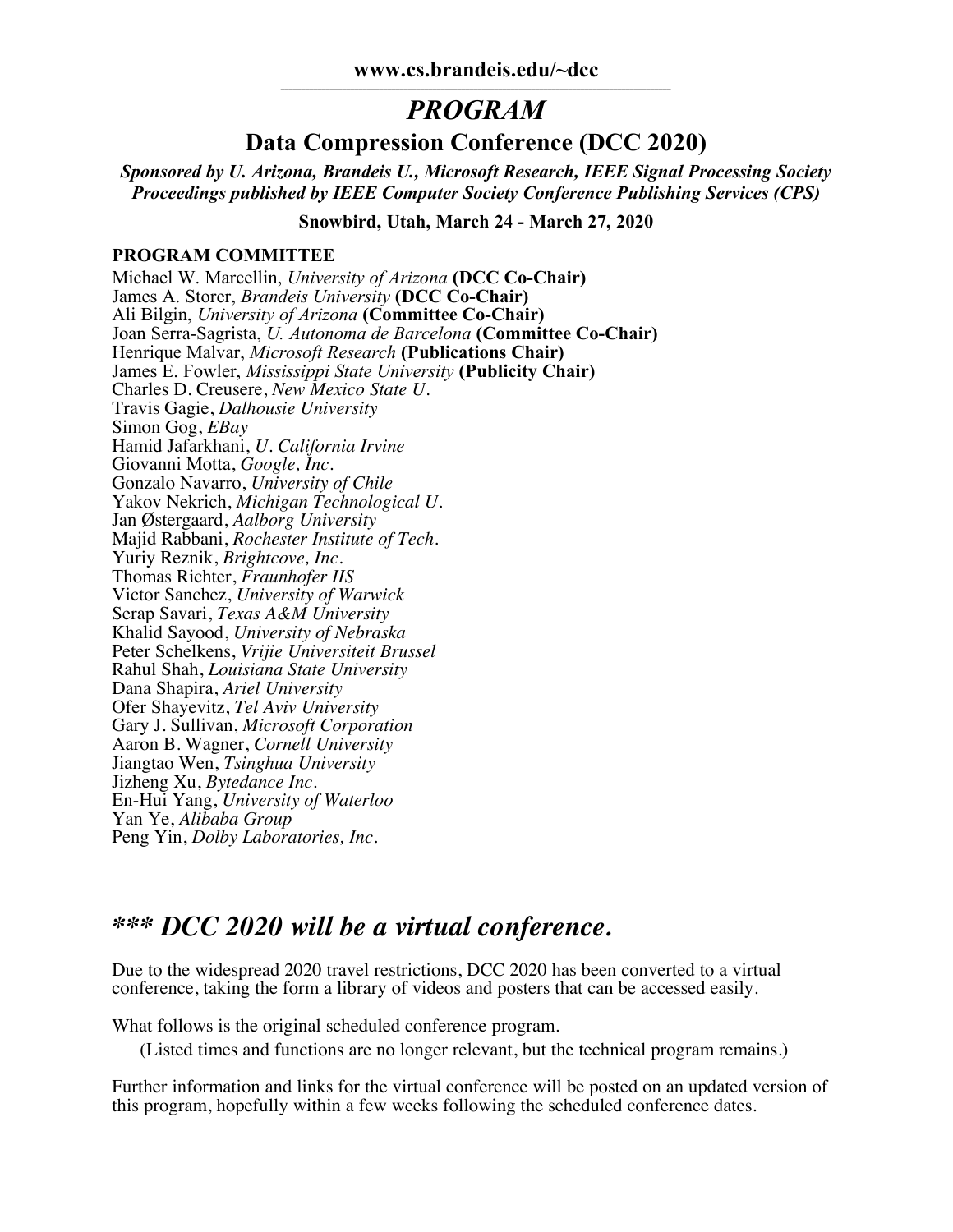**www.cs.brandeis.edu/~dcc**

# *PROGRAM*

## Data Compression Conference (DCC 2020)

***Sponsored by U. Arizona, Brandeis U., Microsoft Research, IEEE Signal Processing Society***
***Proceedings published by IEEE Computer Society Conference Publishing Services (CPS)***

**Snowbird, Utah, March 24 - March 27, 2020**

### PROGRAM COMMITTEE

Michael W. Marcellin, *University of Arizona* **(DCC Co-Chair)**
James A. Storer, *Brandeis University* **(DCC Co-Chair)**
Ali Bilgin, *University of Arizona* **(Committee Co-Chair)**
Joan Serra-Sagrista, *U. Autonoma de Barcelona* **(Committee Co-Chair)**
Henrique Malvar, *Microsoft Research* **(Publications Chair)**
James E. Fowler, *Mississippi State University* **(Publicity Chair)**
Charles D. Creusere, *New Mexico State U.*
Travis Gagie, *Dalhousie University*
Simon Gog, *EBay*
Hamid Jafarkhani, *U. California Irvine*
Giovanni Motta, *Google, Inc.*
Gonzalo Navarro, *University of Chile*
Yakov Nekrich, *Michigan Technological U.*
Jan Østergaard, *Aalborg University*
Majid Rabbani, *Rochester Institute of Tech.*
Yuriy Reznik, *Brightcove, Inc.*
Thomas Richter, *Fraunhofer IIS*
Victor Sanchez, *University of Warwick*
Serap Savari, *Texas A&M University*
Khalid Sayood, *University of Nebraska*
Peter Schelkens, *Vrijie Universiteit Brussel*
Rahul Shah, *Louisiana State University*
Dana Shapira, *Ariel University*
Ofer Shayevitz, *Tel Aviv University*
Gary J. Sullivan, *Microsoft Corporation*
Aaron B. Wagner, *Cornell University*
Jiangtao Wen, *Tsinghua University*
Jizheng Xu, *Bytedance Inc.*
En-Hui Yang, *University of Waterloo*
Yan Ye, *Alibaba Group*
Peng Yin, *Dolby Laboratories, Inc.*

# *\*\*\* DCC 2020 will be a virtual conference.*

Due to the widespread 2020 travel restrictions, DCC 2020 has been converted to a virtual conference, taking the form a library of videos and posters that can be accessed easily.

What follows is the original scheduled conference program.

(Listed times and functions are no longer relevant, but the technical program remains.)

Further information and links for the virtual conference will be posted on an updated version of this program, hopefully within a few weeks following the scheduled conference dates.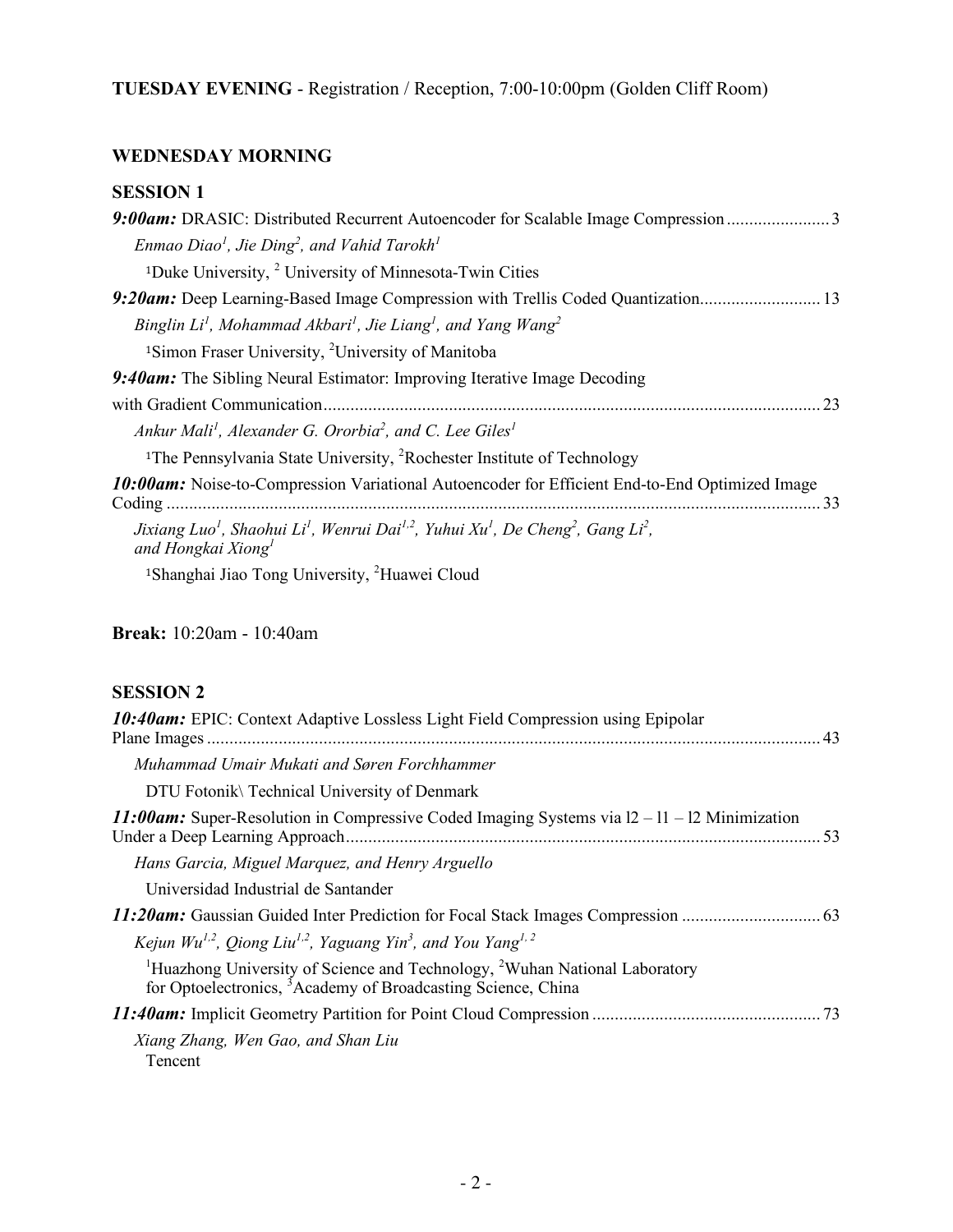**TUESDAY EVENING** - Registration / Reception, 7:00-10:00pm (Golden Cliff Room)

## WEDNESDAY MORNING

### SESSION 1

***9:00am:*** DRASIC: Distributed Recurrent Autoencoder for Scalable Image Compression ....................... 3

*Enmao Diao[1], Jie Ding[2], and Vahid Tarokh[1]*

[1]Duke University, [2] University of Minnesota-Twin Cities

***9:20am:*** Deep Learning-Based Image Compression with Trellis Coded Quantization........................... 13

*Binglin Li[1], Mohammad Akbari[1], Jie Liang[1], and Yang Wang[2]*

[1]Simon Fraser University, [2]University of Manitoba

***9:40am:*** The Sibling Neural Estimator: Improving Iterative Image Decoding with Gradient Communication.............................................................................................................. 23

*Ankur Mali[1], Alexander G. Ororbia[2], and C. Lee Giles[1]*

[1]The Pennsylvania State University, [2]Rochester Institute of Technology

***10:00am:*** Noise-to-Compression Variational Autoencoder for Efficient End-to-End Optimized Image Coding ................................................................................................................................................ 33

*Jixiang Luo[1], Shaohui Li[1], Wenrui Dai[1,2], Yuhui Xu[1], De Cheng[2], Gang Li[2], and Hongkai Xiong[1]*

[1]Shanghai Jiao Tong University, [2]Huawei Cloud

**Break:** 10:20am - 10:40am

### SESSION 2

***10:40am:*** EPIC: Context Adaptive Lossless Light Field Compression using Epipolar Plane Images ....................................................................................................................................... 43

*Muhammad Umair Mukati and Søren Forchhammer*

DTU Fotonik\ Technical University of Denmark

***11:00am:*** Super-Resolution in Compressive Coded Imaging Systems via l2 – l1 – l2 Minimization Under a Deep Learning Approach......................................................................................................... 53

*Hans Garcia, Miguel Marquez, and Henry Arguello*

Universidad Industrial de Santander

***11:20am:*** Gaussian Guided Inter Prediction for Focal Stack Images Compression ............................... 63

*Kejun Wu[1,2], Qiong Liu[1,2], Yaguang Yin[3], and You Yang[1,2]*

[1]Huazhong University of Science and Technology, [2]Wuhan National Laboratory for Optoelectronics, [3]Academy of Broadcasting Science, China

***11:40am:*** Implicit Geometry Partition for Point Cloud Compression .................................................. 73

*Xiang Zhang, Wen Gao, and Shan Liu*

Tencent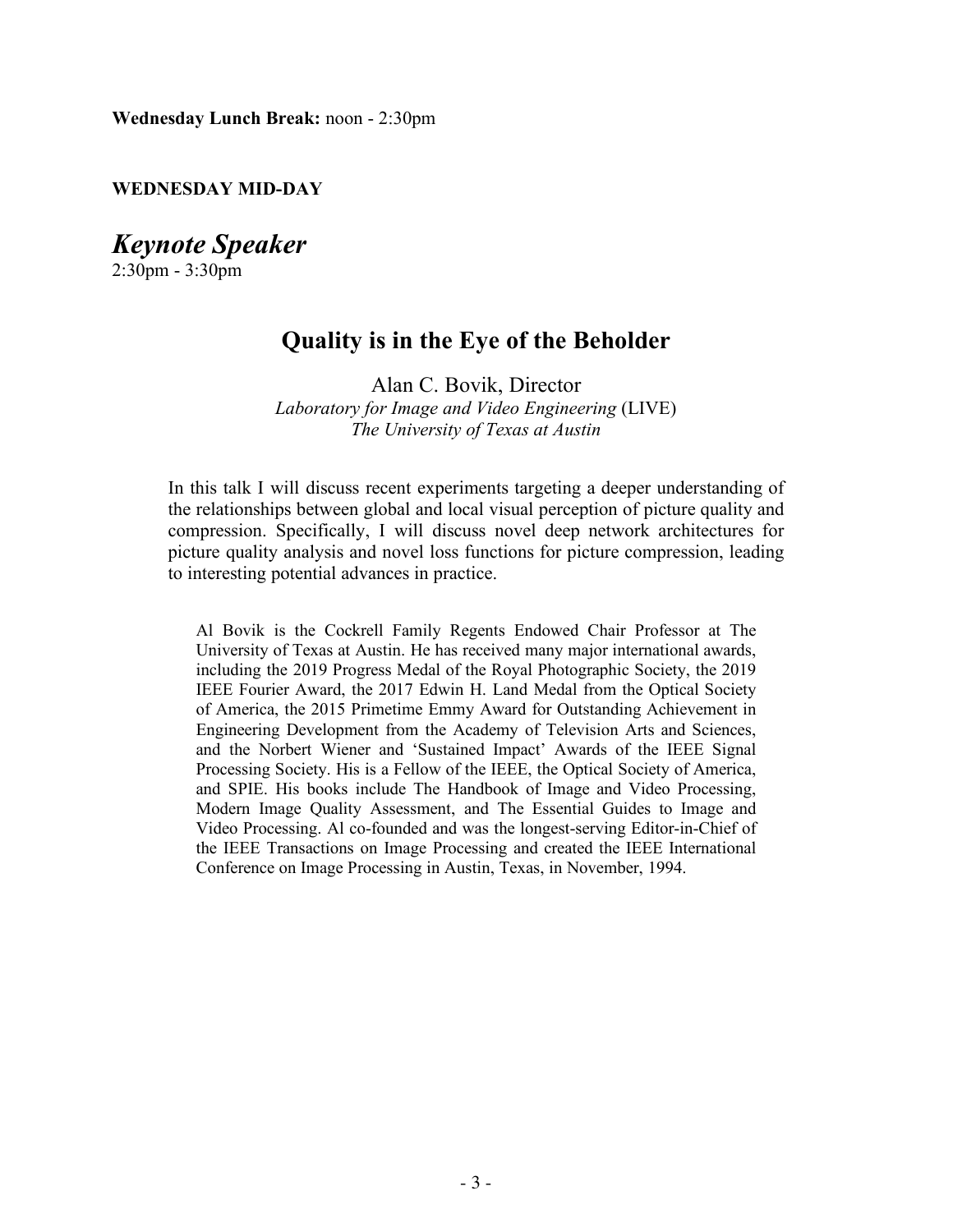**Wednesday Lunch Break:** noon - 2:30pm

**WEDNESDAY MID-DAY**

## *Keynote Speaker*

2:30pm - 3:30pm

### Quality is in the Eye of the Beholder

Alan C. Bovik, Director
*Laboratory for Image and Video Engineering* (LIVE)
*The University of Texas at Austin*

In this talk I will discuss recent experiments targeting a deeper understanding of the relationships between global and local visual perception of picture quality and compression. Specifically, I will discuss novel deep network architectures for picture quality analysis and novel loss functions for picture compression, leading to interesting potential advances in practice.

Al Bovik is the Cockrell Family Regents Endowed Chair Professor at The University of Texas at Austin. He has received many major international awards, including the 2019 Progress Medal of the Royal Photographic Society, the 2019 IEEE Fourier Award, the 2017 Edwin H. Land Medal from the Optical Society of America, the 2015 Primetime Emmy Award for Outstanding Achievement in Engineering Development from the Academy of Television Arts and Sciences, and the Norbert Wiener and 'Sustained Impact' Awards of the IEEE Signal Processing Society. His is a Fellow of the IEEE, the Optical Society of America, and SPIE. His books include The Handbook of Image and Video Processing, Modern Image Quality Assessment, and The Essential Guides to Image and Video Processing. Al co-founded and was the longest-serving Editor-in-Chief of the IEEE Transactions on Image Processing and created the IEEE International Conference on Image Processing in Austin, Texas, in November, 1994.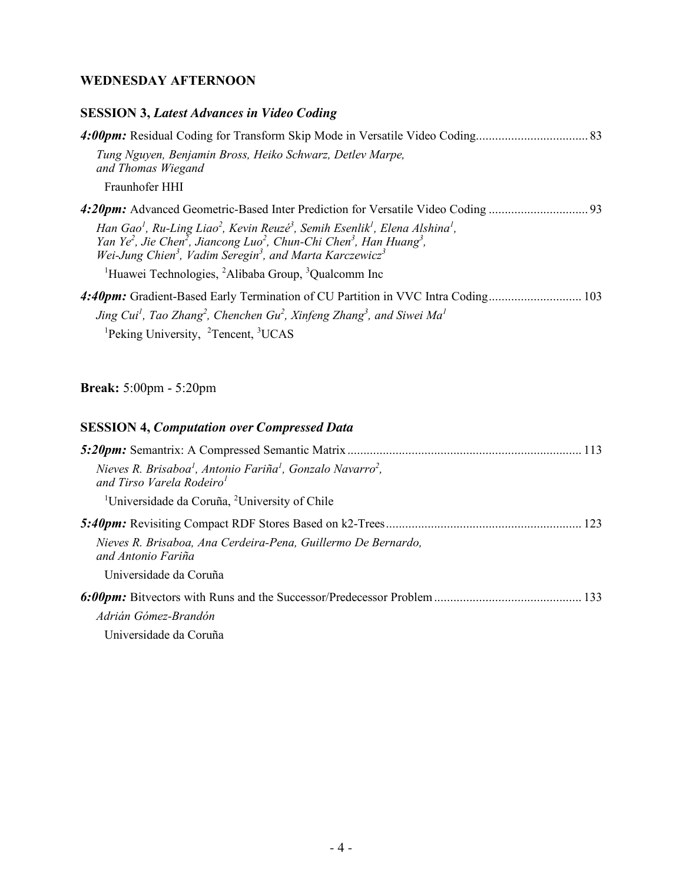## WEDNESDAY AFTERNOON

### SESSION 3, *Latest Advances in Video Coding*

***4:00pm:*** Residual Coding for Transform Skip Mode in Versatile Video Coding.................................. 83

*Tung Nguyen, Benjamin Bross, Heiko Schwarz, Detlev Marpe, and Thomas Wiegand*

Fraunhofer HHI

***4:20pm:*** Advanced Geometric-Based Inter Prediction for Versatile Video Coding .............................. 93

*Han Gao[1], Ru-Ling Liao[2], Kevin Reuzé[3], Semih Esenlik[1], Elena Alshina[1], Yan Ye[2], Jie Chen[2], Jiancong Luo[2], Chun-Chi Chen[3], Han Huang[3], Wei-Jung Chien[3], Vadim Seregin[3], and Marta Karczewicz[3]*

[1]Huawei Technologies, [2]Alibaba Group, [3]Qualcomm Inc

***4:40pm:*** Gradient-Based Early Termination of CU Partition in VVC Intra Coding............................ 103

*Jing Cui[1], Tao Zhang[2], Chenchen Gu[2], Xinfeng Zhang[3], and Siwei Ma[1]*

[1]Peking University, [2]Tencent, [3]UCAS

**Break:** 5:00pm - 5:20pm

### SESSION 4, *Computation over Compressed Data*

***5:20pm:*** Semantrix: A Compressed Semantic Matrix ........................................................................ 113

*Nieves R. Brisaboa[1], Antonio Fariña[1], Gonzalo Navarro[2], and Tirso Varela Rodeiro[1]*

[1]Universidade da Coruña, [2]University of Chile

***5:40pm:*** Revisiting Compact RDF Stores Based on k2-Trees............................................................ 123

*Nieves R. Brisaboa, Ana Cerdeira-Pena, Guillermo De Bernardo, and Antonio Fariña*

Universidade da Coruña

***6:00pm:*** Bitvectors with Runs and the Successor/Predecessor Problem ............................................. 133

*Adrián Gómez-Brandón*

Universidade da Coruña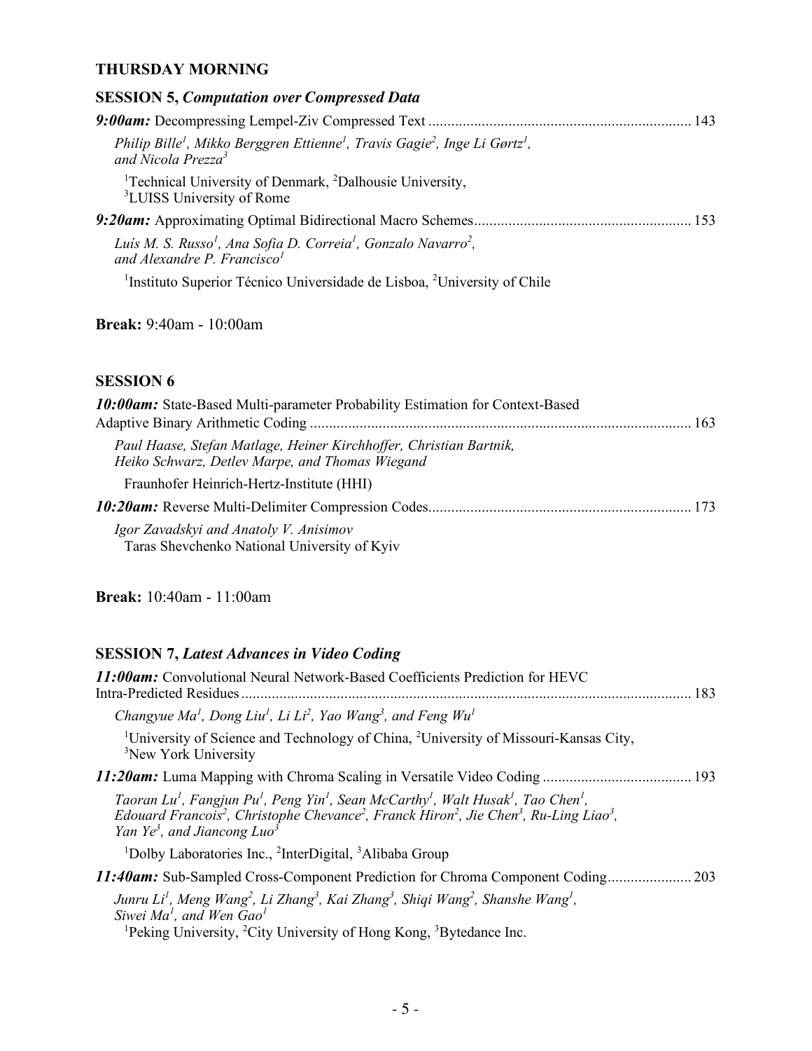## THURSDAY MORNING

### SESSION 5, *Computation over Compressed Data*

***9:00am:*** Decompressing Lempel-Ziv Compressed Text ........................................ 143

*Philip Bille[1], Mikko Berggren Ettienne[1], Travis Gagie[2], Inge Li Gørtz[1], and Nicola Prezza[3]*

[1]Technical University of Denmark, [2]Dalhousie University, [3]LUISS University of Rome

***9:20am:*** Approximating Optimal Bidirectional Macro Schemes ........................................ 153

*Luís M. S. Russo[1], Ana Sofia D. Correia[1], Gonzalo Navarro[2], and Alexandre P. Francisco[1]*

[1]Instituto Superior Técnico Universidade de Lisboa, [2]University of Chile

**Break:** 9:40am - 10:00am

### SESSION 6

***10:00am:*** State-Based Multi-parameter Probability Estimation for Context-Based Adaptive Binary Arithmetic Coding ........................................ 163

*Paul Haase, Stefan Matlage, Heiner Kirchhoffer, Christian Bartnik, Heiko Schwarz, Detlev Marpe, and Thomas Wiegand*

Fraunhofer Heinrich-Hertz-Institute (HHI)

***10:20am:*** Reverse Multi-Delimiter Compression Codes ........................................ 173

*Igor Zavadskyi and Anatoly V. Anisimov*

Taras Shevchenko National University of Kyiv

**Break:** 10:40am - 11:00am

### SESSION 7, *Latest Advances in Video Coding*

***11:00am:*** Convolutional Neural Network-Based Coefficients Prediction for HEVC Intra-Predicted Residues ........................................ 183

*Changyue Ma[1], Dong Liu[1], Li Li[2], Yao Wang[3], and Feng Wu[1]*

[1]University of Science and Technology of China, [2]University of Missouri-Kansas City, [3]New York University

***11:20am:*** Luma Mapping with Chroma Scaling in Versatile Video Coding ........................................ 193

*Taoran Lu[1], Fangjun Pu[1], Peng Yin[1], Sean McCarthy[1], Walt Husak[1], Tao Chen[1], Edouard Francois[2], Christophe Chevance[2], Franck Hiron[2], Jie Chen[3], Ru-Ling Liao[3], Yan Ye[3], and Jiancong Luo[3]*

[1]Dolby Laboratories Inc., [2]InterDigital, [3]Alibaba Group

***11:40am:*** Sub-Sampled Cross-Component Prediction for Chroma Component Coding ........................................ 203

*Junru Li[1], Meng Wang[2], Li Zhang[3], Kai Zhang[3], Shiqi Wang[2], Shanshe Wang[1], Siwei Ma[1], and Wen Gao[1]*

[1]Peking University, [2]City University of Hong Kong, [3]Bytedance Inc.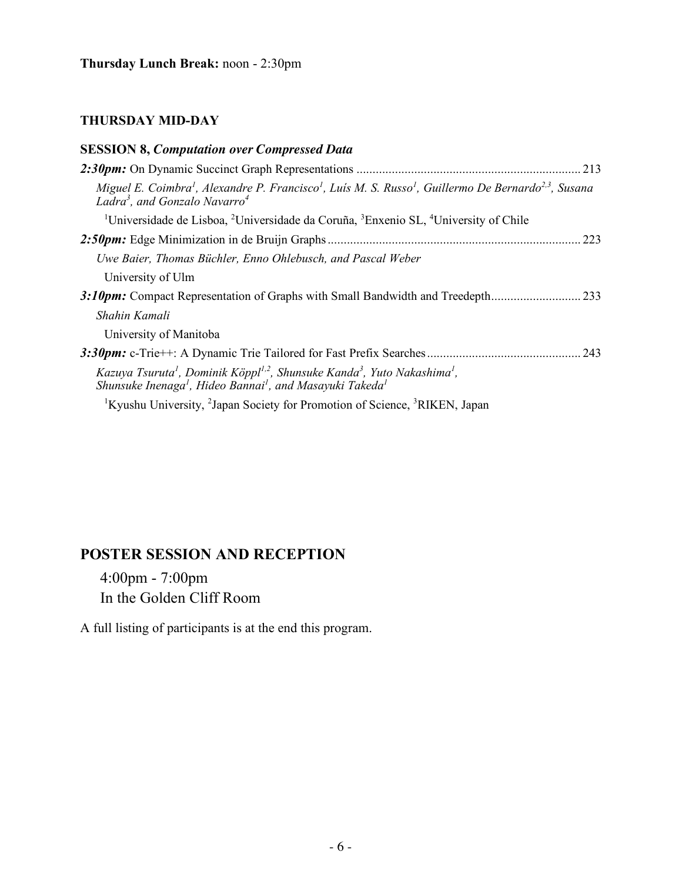**Thursday Lunch Break:** noon - 2:30pm

### THURSDAY MID-DAY

**SESSION 8, *Computation over Compressed Data***

***2:30pm:*** On Dynamic Succinct Graph Representations ..................................................................... 213

*Miguel E. Coimbra[1], Alexandre P. Francisco[1], Luis M. S. Russo[1], Guillermo De Bernardo[2,3], Susana Ladra[3], and Gonzalo Navarro[4]*

[1]Universidade de Lisboa, [2]Universidade da Coruña, [3]Enxenio SL, [4]University of Chile

***2:50pm:*** Edge Minimization in de Bruijn Graphs ............................................................................. 223

*Uwe Baier, Thomas Büchler, Enno Ohlebusch, and Pascal Weber*

University of Ulm

***3:10pm:*** Compact Representation of Graphs with Small Bandwidth and Treedepth............................ 233

*Shahin Kamali*

University of Manitoba

***3:30pm:*** c-Trie++: A Dynamic Trie Tailored for Fast Prefix Searches................................................ 243

*Kazuya Tsuruta[1], Dominik Köppl[1,2], Shunsuke Kanda[3], Yuto Nakashima[1], Shunsuke Inenaga[1], Hideo Bannai[1], and Masayuki Takeda[1]*

[1]Kyushu University, [2]Japan Society for Promotion of Science, [3]RIKEN, Japan

## POSTER SESSION AND RECEPTION

4:00pm - 7:00pm
In the Golden Cliff Room

A full listing of participants is at the end this program.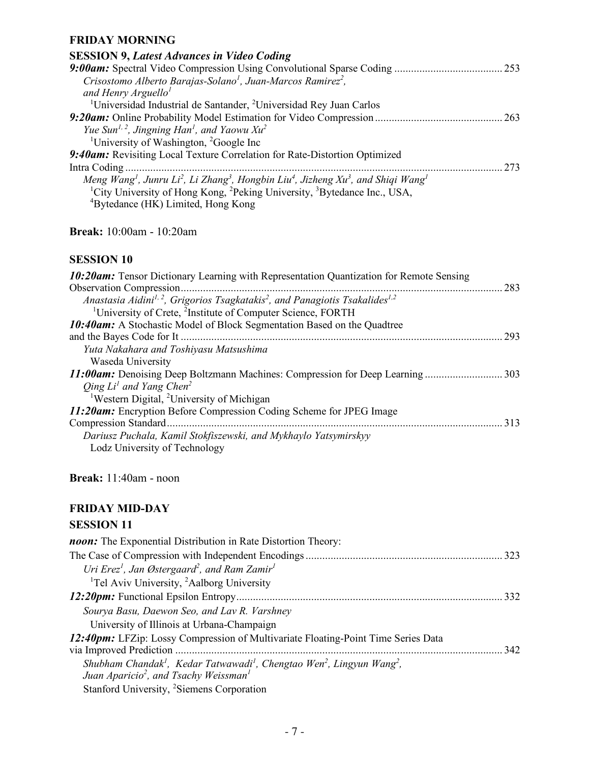## FRIDAY MORNING

### SESSION 9, *Latest Advances in Video Coding*

***9:00am:*** Spectral Video Compression Using Convolutional Sparse Coding ....................................... 253
*Crisostomo Alberto Barajas-Solano[1], Juan-Marcos Ramirez[2], and Henry Arguello[1]*
[1]Universidad Industrial de Santander, [2]Universidad Rey Juan Carlos

***9:20am:*** Online Probability Model Estimation for Video Compression ............................................. 263
*Yue Sun[1, 2], Jingning Han[1], and Yaowu Xu[2]*
[1]University of Washington, [2]Google Inc

***9:40am:*** Revisiting Local Texture Correlation for Rate-Distortion Optimized Intra Coding ....................................................................................................................................... 273
*Meng Wang[1], Junru Li[2], Li Zhang[3], Hongbin Liu[4], Jizheng Xu[3], and Shiqi Wang[1]*
[1]City University of Hong Kong, [2]Peking University, [3]Bytedance Inc., USA, [4]Bytedance (HK) Limited, Hong Kong

**Break:** 10:00am - 10:20am

### SESSION 10

***10:20am:*** Tensor Dictionary Learning with Representation Quantization for Remote Sensing Observation Compression.................................................................................................................... 283
*Anastasia Aidini[1, 2], Grigorios Tsagkatakis[2], and Panagiotis Tsakalides[1,2]*
[1]University of Crete, [2]Institute of Computer Science, FORTH

***10:40am:*** A Stochastic Model of Block Segmentation Based on the Quadtree and the Bayes Code for It .................................................................................................................... 293
*Yuta Nakahara and Toshiyasu Matsushima*
Waseda University

***11:00am:*** Denoising Deep Boltzmann Machines: Compression for Deep Learning ............................ 303
*Qing Li[1] and Yang Chen[2]*
[1]Western Digital, [2]University of Michigan

***11:20am:*** Encryption Before Compression Coding Scheme for JPEG Image Compression Standard......................................................................................................................... 313
*Dariusz Puchala, Kamil Stokfiszewski, and Mykhaylo Yatsymirskyy*
Lodz University of Technology

**Break:** 11:40am - noon

## FRIDAY MID-DAY

### SESSION 11

***noon:*** The Exponential Distribution in Rate Distortion Theory: The Case of Compression with Independent Encodings ....................................................................... 323
*Uri Erez[1], Jan Østergaard[2], and Ram Zamir[1]*
[1]Tel Aviv University, [2]Aalborg University

***12:20pm:*** Functional Epsilon Entropy................................................................................................ 332
*Sourya Basu, Daewon Seo, and Lav R. Varshney*
University of Illinois at Urbana-Champaign

***12:40pm:*** LFZip: Lossy Compression of Multivariate Floating-Point Time Series Data via Improved Prediction ...................................................................................................................... 342
*Shubham Chandak[1], Kedar Tatwawadi[1], Chengtao Wen[2], Lingyun Wang[2], Juan Aparicio[2], and Tsachy Weissman[1]*
Stanford University, [2]Siemens Corporation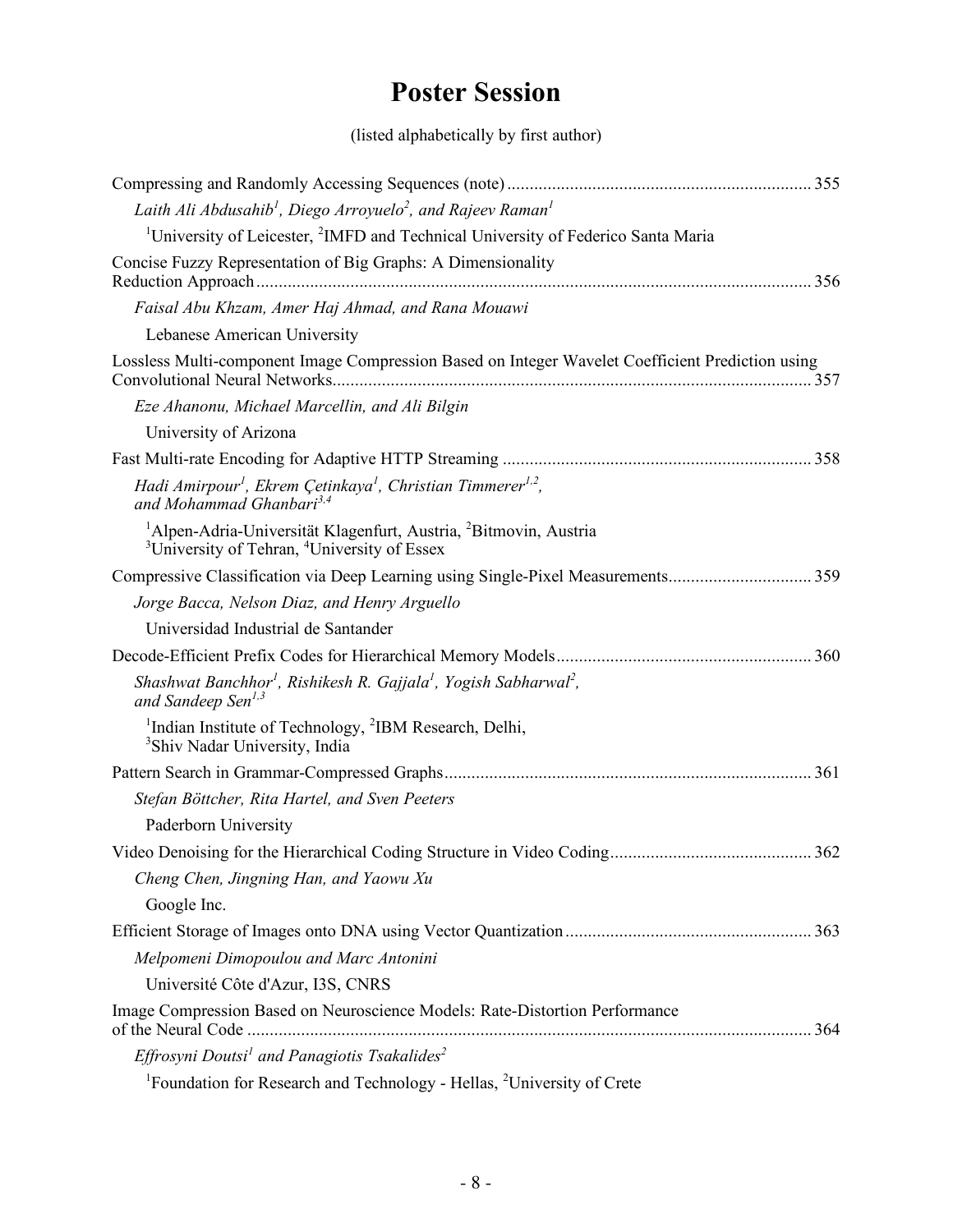# Poster Session

(listed alphabetically by first author)

Compressing and Randomly Accessing Sequences (note) .................................................................... 355

*Laith Ali Abdusahib*[1]*, Diego Arroyuelo*[2]*, and Rajeev Raman*[1]

[1]University of Leicester, [2]IMFD and Technical University of Federico Santa Maria

Concise Fuzzy Representation of Big Graphs: A Dimensionality Reduction Approach .................................................................................................................. 356

*Faisal Abu Khzam, Amer Haj Ahmad, and Rana Mouawi*

Lebanese American University

Lossless Multi-component Image Compression Based on Integer Wavelet Coefficient Prediction using Convolutional Neural Networks.......................................................................................................... 357

*Eze Ahanonu, Michael Marcellin, and Ali Bilgin*

University of Arizona

Fast Multi-rate Encoding for Adaptive HTTP Streaming ..................................................................... 358

*Hadi Amirpour*[1]*, Ekrem Çetinkaya*[1]*, Christian Timmerer*[1,2]*, and Mohammad Ghanbari*[3,4]

[1]Alpen-Adria-Universität Klagenfurt, Austria, [2]Bitmovin, Austria
[3]University of Tehran, [4]University of Essex

Compressive Classification via Deep Learning using Single-Pixel Measurements................................ 359

*Jorge Bacca, Nelson Diaz, and Henry Arguello*

Universidad Industrial de Santander

Decode-Efficient Prefix Codes for Hierarchical Memory Models......................................................... 360

*Shashwat Banchhor*[1]*, Rishikesh R. Gajjala*[1]*, Yogish Sabharwal*[2]*, and Sandeep Sen*[1,3]

[1]Indian Institute of Technology, [2]IBM Research, Delhi,
[3]Shiv Nadar University, India

Pattern Search in Grammar-Compressed Graphs.................................................................................. 361

*Stefan Böttcher, Rita Hartel, and Sven Peeters*

Paderborn University

Video Denoising for the Hierarchical Coding Structure in Video Coding............................................. 362

*Cheng Chen, Jingning Han, and Yaowu Xu*

Google Inc.

Efficient Storage of Images onto DNA using Vector Quantization....................................................... 363

*Melpomeni Dimopoulou and Marc Antonini*

Université Côte d'Azur, I3S, CNRS

Image Compression Based on Neuroscience Models: Rate-Distortion Performance of the Neural Code ............................................................................................................................. 364

*Effrosyni Doutsi*[1] *and Panagiotis Tsakalides*[2]

[1]Foundation for Research and Technology - Hellas, [2]University of Crete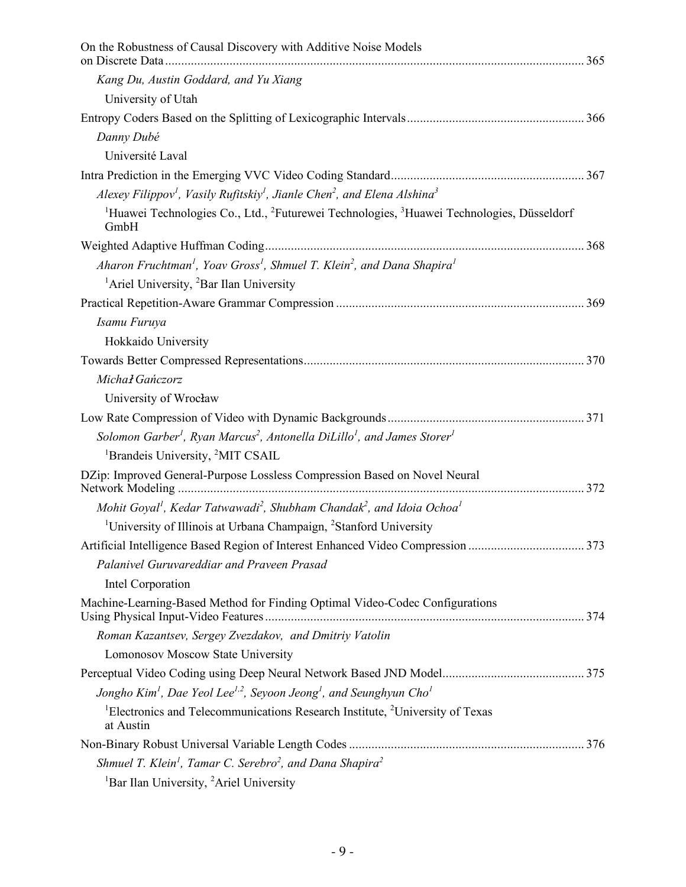On the Robustness of Causal Discovery with Additive Noise Models on Discrete Data ........ 365

*Kang Du, Austin Goddard, and Yu Xiang*

University of Utah

Entropy Coders Based on the Splitting of Lexicographic Intervals ........ 366

*Danny Dubé*

Université Laval

Intra Prediction in the Emerging VVC Video Coding Standard ........ 367

*Alexey Filippov[1], Vasily Rufitskiy[1], Jianle Chen[2], and Elena Alshina[3]*

[1]Huawei Technologies Co., Ltd., [2]Futurewei Technologies, [3]Huawei Technologies, Düsseldorf GmbH

Weighted Adaptive Huffman Coding ........ 368

*Aharon Fruchtman[1], Yoav Gross[1], Shmuel T. Klein[2], and Dana Shapira[1]*

[1]Ariel University, [2]Bar Ilan University

Practical Repetition-Aware Grammar Compression ........ 369

*Isamu Furuya*

Hokkaido University

Towards Better Compressed Representations ........ 370

*Michał Gańczorz*

University of Wrocław

Low Rate Compression of Video with Dynamic Backgrounds ........ 371

*Solomon Garber[1], Ryan Marcus[2], Antonella DiLillo[1], and James Storer[1]*

[1]Brandeis University, [2]MIT CSAIL

DZip: Improved General-Purpose Lossless Compression Based on Novel Neural Network Modeling ........ 372

*Mohit Goyal[1], Kedar Tatwawadi[2], Shubham Chandak[2], and Idoia Ochoa[1]*

[1]University of Illinois at Urbana Champaign, [2]Stanford University

Artificial Intelligence Based Region of Interest Enhanced Video Compression ........ 373

*Palanivel Guruvareddiar and Praveen Prasad*

Intel Corporation

Machine-Learning-Based Method for Finding Optimal Video-Codec Configurations Using Physical Input-Video Features ........ 374

*Roman Kazantsev, Sergey Zvezdakov, and Dmitriy Vatolin*

Lomonosov Moscow State University

Perceptual Video Coding using Deep Neural Network Based JND Model ........ 375

*Jongho Kim[1], Dae Yeol Lee[1,2], Seyoon Jeong[1], and Seunghyun Cho[1]*

[1]Electronics and Telecommunications Research Institute, [2]University of Texas at Austin

Non-Binary Robust Universal Variable Length Codes ........ 376

*Shmuel T. Klein[1], Tamar C. Serebro[2], and Dana Shapira[2]*

[1]Bar Ilan University, [2]Ariel University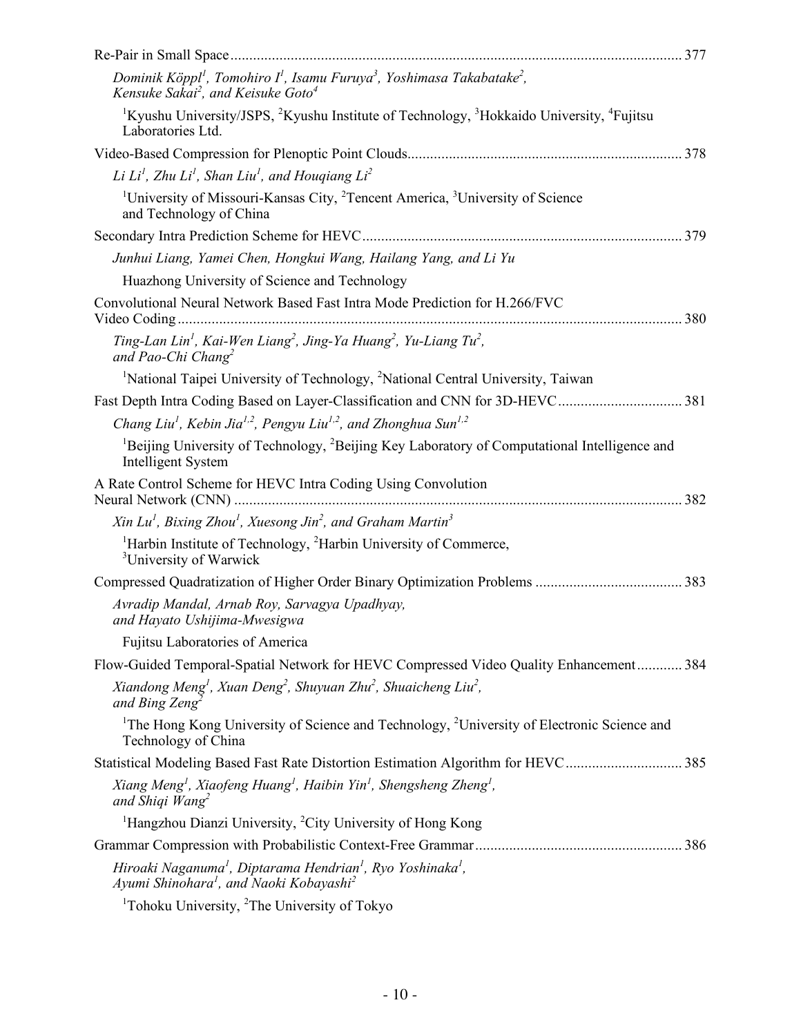Re-Pair in Small Space ........................................................................................................................ 377

*Dominik Köppl[1], Tomohiro I[1], Isamu Furuya[3], Yoshimasa Takabatake[2], Kensuke Sakai[2], and Keisuke Goto[4]*

[1]Kyushu University/JSPS, [2]Kyushu Institute of Technology, [3]Hokkaido University, [4]Fujitsu Laboratories Ltd.

Video-Based Compression for Plenoptic Point Clouds........................................................................ 378

*Li Li[1], Zhu Li[1], Shan Liu[1], and Houqiang Li[2]*

[1]University of Missouri-Kansas City, [2]Tencent America, [3]University of Science and Technology of China

Secondary Intra Prediction Scheme for HEVC .................................................................................... 379

*Junhui Liang, Yamei Chen, Hongkui Wang, Hailang Yang, and Li Yu*

Huazhong University of Science and Technology

Convolutional Neural Network Based Fast Intra Mode Prediction for H.266/FVC Video Coding ...................................................................................................................................... 380

*Ting-Lan Lin[1], Kai-Wen Liang[2], Jing-Ya Huang[2], Yu-Liang Tu[2], and Pao-Chi Chang[2]*

[1]National Taipei University of Technology, [2]National Central University, Taiwan

Fast Depth Intra Coding Based on Layer-Classification and CNN for 3D-HEVC ................................ 381

*Chang Liu[1], Kebin Jia[1,2], Pengyu Liu[1,2], and Zhonghua Sun[1,2]*

[1]Beijing University of Technology, [2]Beijing Key Laboratory of Computational Intelligence and Intelligent System

A Rate Control Scheme for HEVC Intra Coding Using Convolution Neural Network (CNN) ....................................................................................................................... 382

*Xin Lu[1], Bixing Zhou[1], Xuesong Jin[2], and Graham Martin[3]*

[1]Harbin Institute of Technology, [2]Harbin University of Commerce, [3]University of Warwick

Compressed Quadratization of Higher Order Binary Optimization Problems ....................................... 383

*Avradip Mandal, Arnab Roy, Sarvagya Upadhyay, and Hayato Ushijima-Mwesigwa*

Fujitsu Laboratories of America

Flow-Guided Temporal-Spatial Network for HEVC Compressed Video Quality Enhancement ............ 384

*Xiandong Meng[1], Xuan Deng[2], Shuyuan Zhu[2], Shuaicheng Liu[2], and Bing Zeng[2]*

[1]The Hong Kong University of Science and Technology, [2]University of Electronic Science and Technology of China

Statistical Modeling Based Fast Rate Distortion Estimation Algorithm for HEVC ............................... 385

*Xiang Meng[1], Xiaofeng Huang[1], Haibin Yin[1], Shengsheng Zheng[1], and Shiqi Wang[2]*

[1]Hangzhou Dianzi University, [2]City University of Hong Kong

Grammar Compression with Probabilistic Context-Free Grammar ....................................................... 386

*Hiroaki Naganuma[1], Diptarama Hendrian[1], Ryo Yoshinaka[1], Ayumi Shinohara[1], and Naoki Kobayashi[2]*

[1]Tohoku University, [2]The University of Tokyo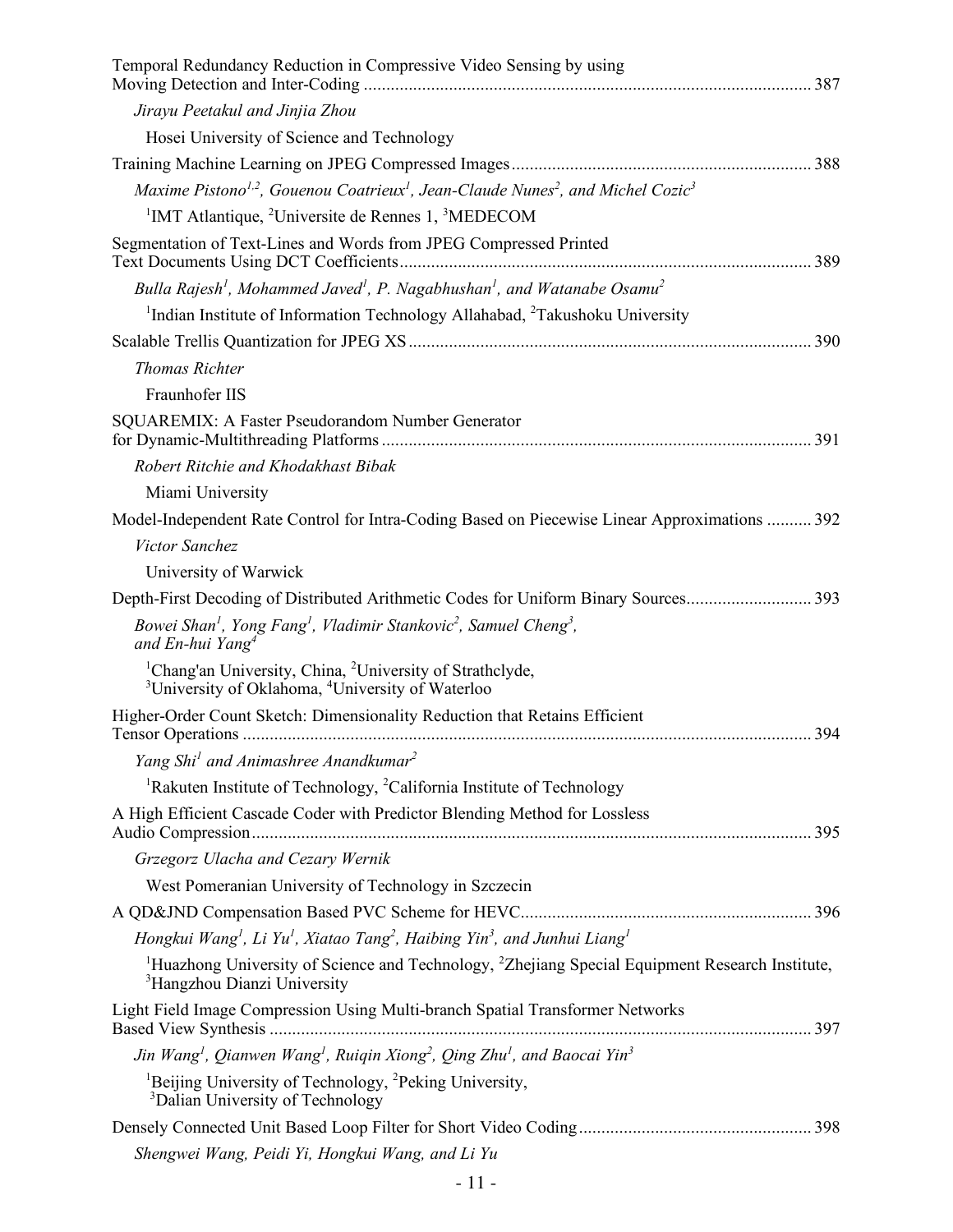Temporal Redundancy Reduction in Compressive Video Sensing by using Moving Detection and Inter-Coding .......... 387

*Jirayu Peetakul and Jinjia Zhou*

Hosei University of Science and Technology

Training Machine Learning on JPEG Compressed Images .......... 388

*Maxime Pistono[1,2], Gouenou Coatrieux[1], Jean-Claude Nunes[2], and Michel Cozic[3]*

[1]IMT Atlantique, [2]Universite de Rennes 1, [3]MEDECOM

Segmentation of Text-Lines and Words from JPEG Compressed Printed Text Documents Using DCT Coefficients .......... 389

*Bulla Rajesh[1], Mohammed Javed[1], P. Nagabhushan[1], and Watanabe Osamu[2]*

[1]Indian Institute of Information Technology Allahabad, [2]Takushoku University

Scalable Trellis Quantization for JPEG XS .......... 390

*Thomas Richter*

Fraunhofer IIS

SQUAREMIX: A Faster Pseudorandom Number Generator for Dynamic-Multithreading Platforms .......... 391

*Robert Ritchie and Khodakhast Bibak*

Miami University

Model-Independent Rate Control for Intra-Coding Based on Piecewise Linear Approximations .......... 392

*Victor Sanchez*

University of Warwick

Depth-First Decoding of Distributed Arithmetic Codes for Uniform Binary Sources .......... 393

*Bowei Shan[1], Yong Fang[1], Vladimir Stankovic[2], Samuel Cheng[3], and En-hui Yang[4]*

[1]Chang'an University, China, [2]University of Strathclyde, [3]University of Oklahoma, [4]University of Waterloo

Higher-Order Count Sketch: Dimensionality Reduction that Retains Efficient Tensor Operations .......... 394

*Yang Shi[1] and Animashree Anandkumar[2]*

[1]Rakuten Institute of Technology, [2]California Institute of Technology

A High Efficient Cascade Coder with Predictor Blending Method for Lossless Audio Compression .......... 395

*Grzegorz Ulacha and Cezary Wernik*

West Pomeranian University of Technology in Szczecin

A QD&JND Compensation Based PVC Scheme for HEVC .......... 396

*Hongkui Wang[1], Li Yu[1], Xiatao Tang[2], Haibing Yin[3], and Junhui Liang[1]*

[1]Huazhong University of Science and Technology, [2]Zhejiang Special Equipment Research Institute, [3]Hangzhou Dianzi University

Light Field Image Compression Using Multi-branch Spatial Transformer Networks Based View Synthesis .......... 397

*Jin Wang[1], Qianwen Wang[1], Ruiqin Xiong[2], Qing Zhu[1], and Baocai Yin[3]*

[1]Beijing University of Technology, [2]Peking University, [3]Dalian University of Technology

Densely Connected Unit Based Loop Filter for Short Video Coding .......... 398

*Shengwei Wang, Peidi Yi, Hongkui Wang, and Li Yu*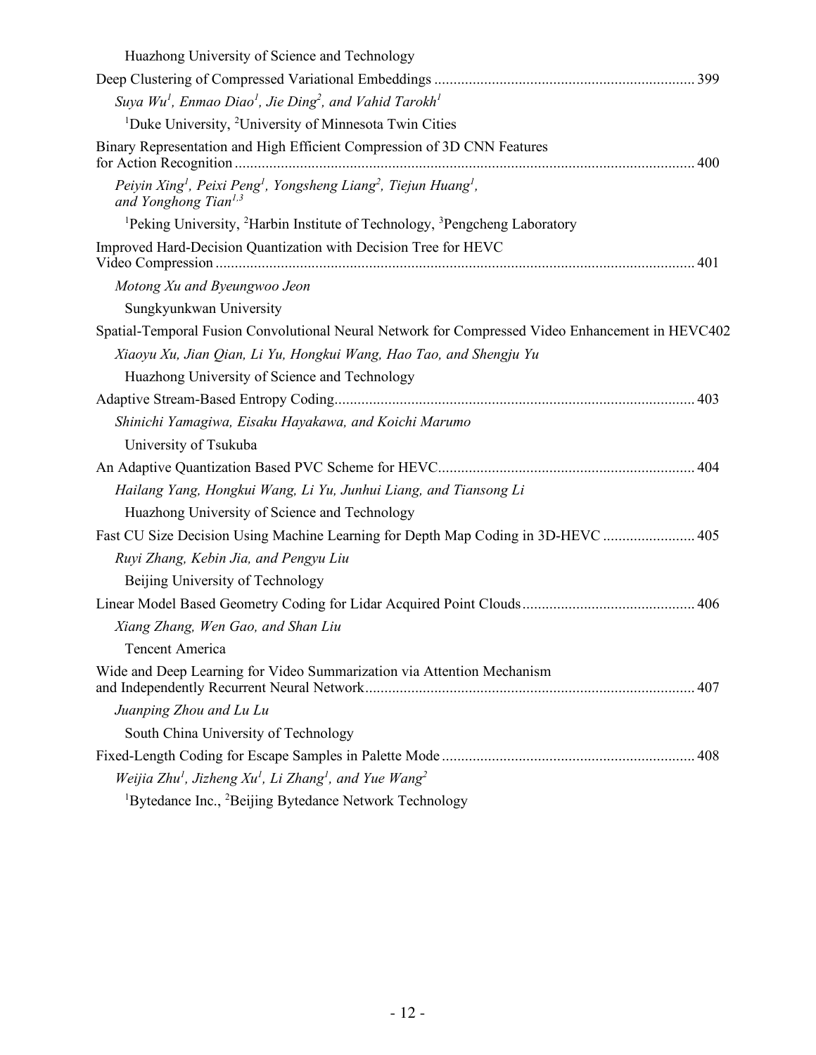Huazhong University of Science and Technology

Deep Clustering of Compressed Variational Embeddings .................................................................... 399

*Suya Wu[1], Enmao Diao[1], Jie Ding[2], and Vahid Tarokh[1]*

[1]Duke University, [2]University of Minnesota Twin Cities

Binary Representation and High Efficient Compression of 3D CNN Features for Action Recognition .......................................................................................................................... 400

*Peiyin Xing[1], Peixi Peng[1], Yongsheng Liang[2], Tiejun Huang[1], and Yonghong Tian[1,3]*

[1]Peking University, [2]Harbin Institute of Technology, [3]Pengcheng Laboratory

Improved Hard-Decision Quantization with Decision Tree for HEVC Video Compression ............................................................................................................................ 401

*Motong Xu and Byeungwoo Jeon*

Sungkyunkwan University

Spatial-Temporal Fusion Convolutional Neural Network for Compressed Video Enhancement in HEVC402

*Xiaoyu Xu, Jian Qian, Li Yu, Hongkui Wang, Hao Tao, and Shengju Yu*

Huazhong University of Science and Technology

Adaptive Stream-Based Entropy Coding............................................................................................. 403

*Shinichi Yamagiwa, Eisaku Hayakawa, and Koichi Marumo*

University of Tsukuba

An Adaptive Quantization Based PVC Scheme for HEVC.................................................................. 404

*Hailang Yang, Hongkui Wang, Li Yu, Junhui Liang, and Tiansong Li*

Huazhong University of Science and Technology

Fast CU Size Decision Using Machine Learning for Depth Map Coding in 3D-HEVC ........................ 405

*Ruyi Zhang, Kebin Jia, and Pengyu Liu*

Beijing University of Technology

Linear Model Based Geometry Coding for Lidar Acquired Point Clouds............................................. 406

*Xiang Zhang, Wen Gao, and Shan Liu*

Tencent America

Wide and Deep Learning for Video Summarization via Attention Mechanism and Independently Recurrent Neural Network..................................................................................... 407

*Juanping Zhou and Lu Lu*

South China University of Technology

Fixed-Length Coding for Escape Samples in Palette Mode ................................................................. 408

*Weijia Zhu[1], Jizheng Xu[1], Li Zhang[1], and Yue Wang[2]*

[1]Bytedance Inc., [2]Beijing Bytedance Network Technology